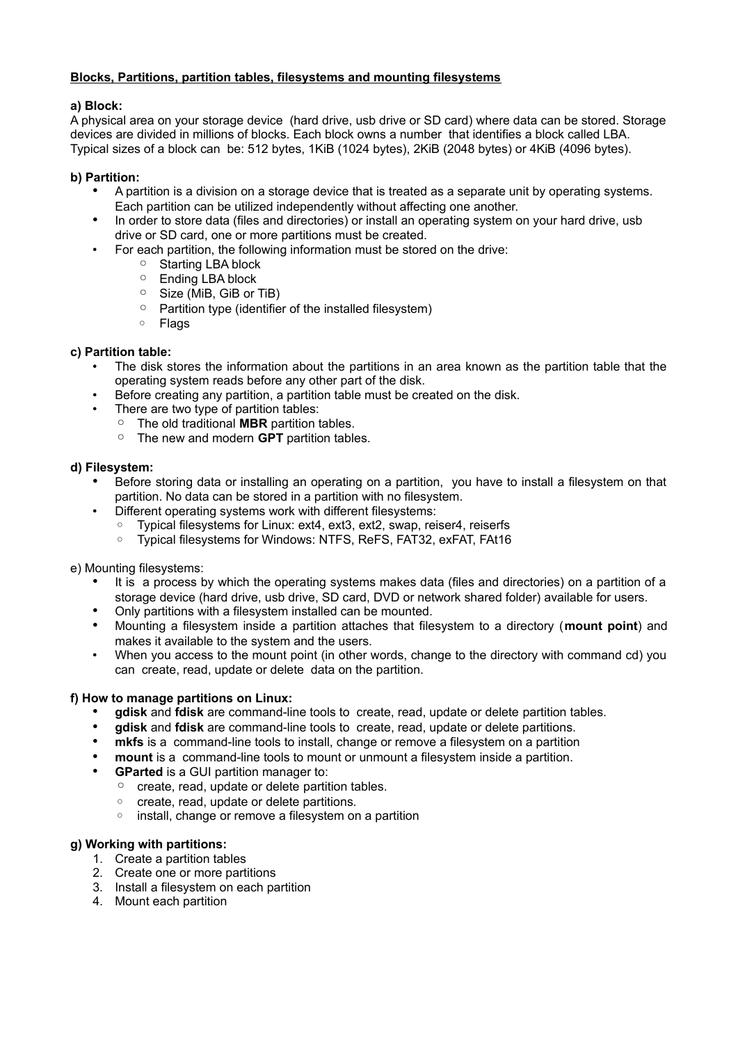**Blocks, Partitions, partition tables, filesystems and mounting filesystems**

**a) Block:**

A physical area on your storage device (hard drive, usb drive or SD card) where data can be stored. Storage devices are divided in millions of blocks. Each block owns a number that identifies a block called LBA. Typical sizes of a block can be: 512 bytes, 1KiB (1024 bytes), 2KiB (2048 bytes) or 4KiB (4096 bytes).

**b) Partition:**

- A partition is a division on a storage device that is treated as a separate unit by operating systems. Each partition can be utilized independently without affecting one another.
- In order to store data (files and directories) or install an operating system on your hard drive, usb drive or SD card, one or more partitions must be created.
- For each partition, the following information must be stored on the drive:
    - Starting LBA block
    - Ending LBA block
    - Size (MiB, GiB or TiB)
    - Partition type (identifier of the installed filesystem)
    - Flags

**c) Partition table:**

- The disk stores the information about the partitions in an area known as the partition table that the operating system reads before any other part of the disk.
- Before creating any partition, a partition table must be created on the disk.
- There are two type of partition tables:
    - The old traditional **MBR** partition tables.
    - The new and modern **GPT** partition tables.

**d) Filesystem:**

- Before storing data or installing an operating on a partition, you have to install a filesystem on that partition. No data can be stored in a partition with no filesystem.
- Different operating systems work with different filesystems:
    - Typical filesystems for Linux: ext4, ext3, ext2, swap, reiser4, reiserfs
    - Typical filesystems for Windows: NTFS, ReFS, FAT32, exFAT, FAt16

e) Mounting filesystems:

- It is a process by which the operating systems makes data (files and directories) on a partition of a storage device (hard drive, usb drive, SD card, DVD or network shared folder) available for users.
- Only partitions with a filesystem installed can be mounted.
- Mounting a filesystem inside a partition attaches that filesystem to a directory (**mount point**) and makes it available to the system and the users.
- When you access to the mount point (in other words, change to the directory with command cd) you can create, read, update or delete data on the partition.

**f) How to manage partitions on Linux:**

- **gdisk** and **fdisk** are command-line tools to create, read, update or delete partition tables.
- **gdisk** and **fdisk** are command-line tools to create, read, update or delete partitions.
- **mkfs** is a command-line tools to install, change or remove a filesystem on a partition
- **mount** is a command-line tools to mount or unmount a filesystem inside a partition.
- **GParted** is a GUI partition manager to:
    - create, read, update or delete partition tables.
    - create, read, update or delete partitions.
    - install, change or remove a filesystem on a partition

**g) Working with partitions:**

1. Create a partition tables
2. Create one or more partitions
3. Install a filesystem on each partition
4. Mount each partition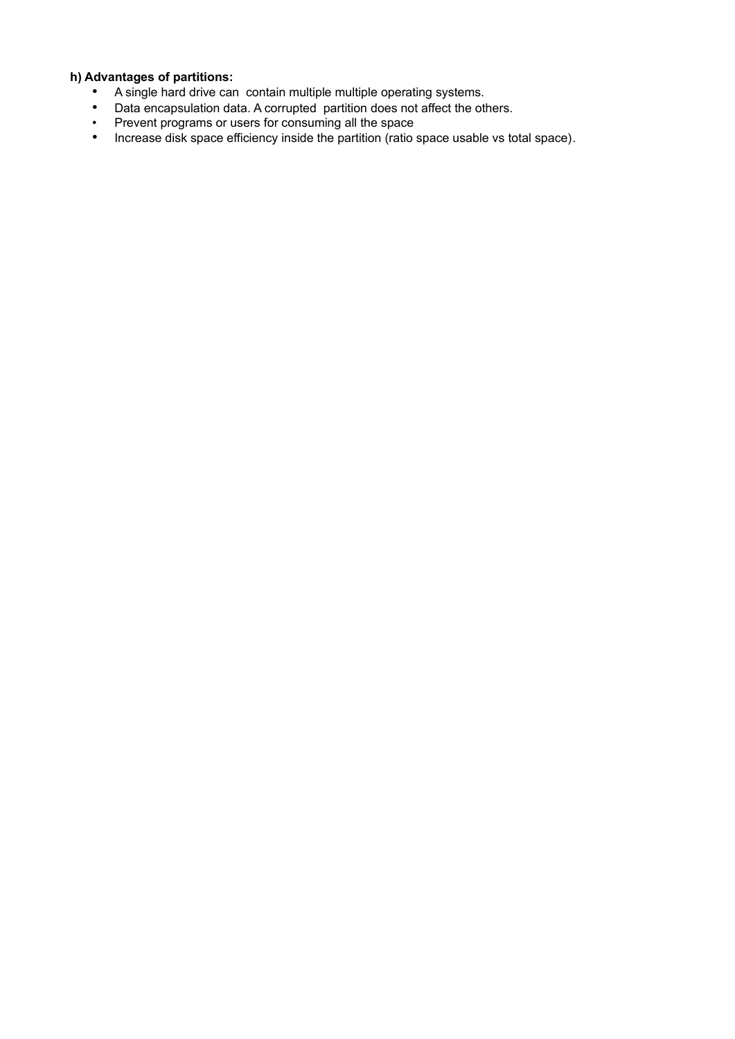**h) Advantages of partitions:**

- A single hard drive can contain multiple multiple operating systems.
- Data encapsulation data. A corrupted partition does not affect the others.
- Prevent programs or users for consuming all the space
- Increase disk space efficiency inside the partition (ratio space usable vs total space).